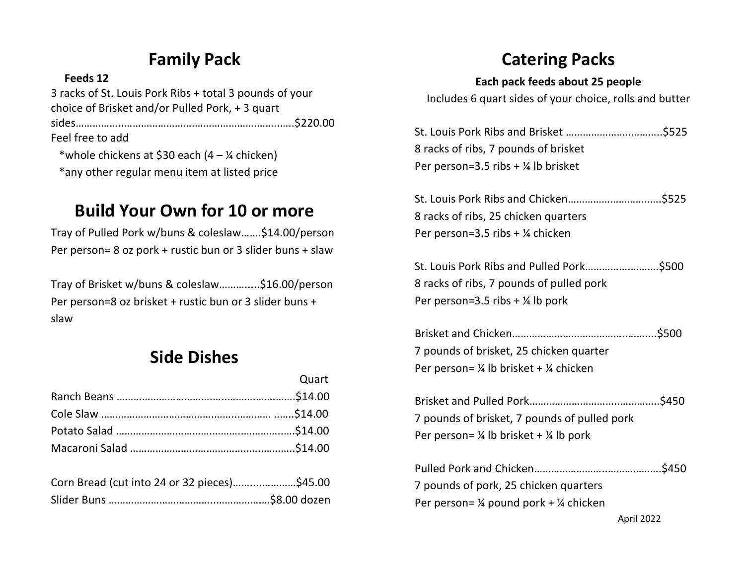## Family Pack

**Feeds 12**

3 racks of St. Louis Pork Ribs + total 3 pounds of your choice of Brisket and/or Pulled Pork, + 3 quart sides…………………………………………………………………..$220.00

Feel free to add

*whole chickens at $30 each (4 – ¼ chicken)

*any other regular menu item at listed price

## Build Your Own for 10 or more

Tray of Pulled Pork w/buns & coleslaw…….$14.00/person
Per person= 8 oz pork + rustic bun or 3 slider buns + slaw

Tray of Brisket w/buns & coleslaw………....$16.00/person
Per person=8 oz brisket + rustic bun or 3 slider buns + slaw

## Side Dishes

| | Quart |
|---|---|
| Ranch Beans | $14.00 |
| Cole Slaw | $14.00 |
| Potato Salad | $14.00 |
| Macaroni Salad | $14.00 |

Corn Bread (cut into 24 or 32 pieces)…………………$45.00
Slider Buns ……………………………………………$8.00 dozen

## Catering Packs

**Each pack feeds about 25 people**

Includes 6 quart sides of your choice, rolls and butter

St. Louis Pork Ribs and Brisket ……………………………$525
8 racks of ribs, 7 pounds of brisket
Per person=3.5 ribs + ¼ lb brisket

St. Louis Pork Ribs and Chicken……………………………$525
8 racks of ribs, 25 chicken quarters
Per person=3.5 ribs + ¼ chicken

St. Louis Pork Ribs and Pulled Pork………………………$500
8 racks of ribs, 7 pounds of pulled pork
Per person=3.5 ribs + ¼ lb pork

Brisket and Chicken…………………………………………$500
7 pounds of brisket, 25 chicken quarter
Per person= ¼ lb brisket + ¼ chicken

Brisket and Pulled Pork……………………………………$450
7 pounds of brisket, 7 pounds of pulled pork
Per person= ¼ lb brisket + ¼ lb pork

Pulled Pork and Chicken……………………………………$450
7 pounds of pork, 25 chicken quarters
Per person= ¼ pound pork + ¼ chicken

April 2022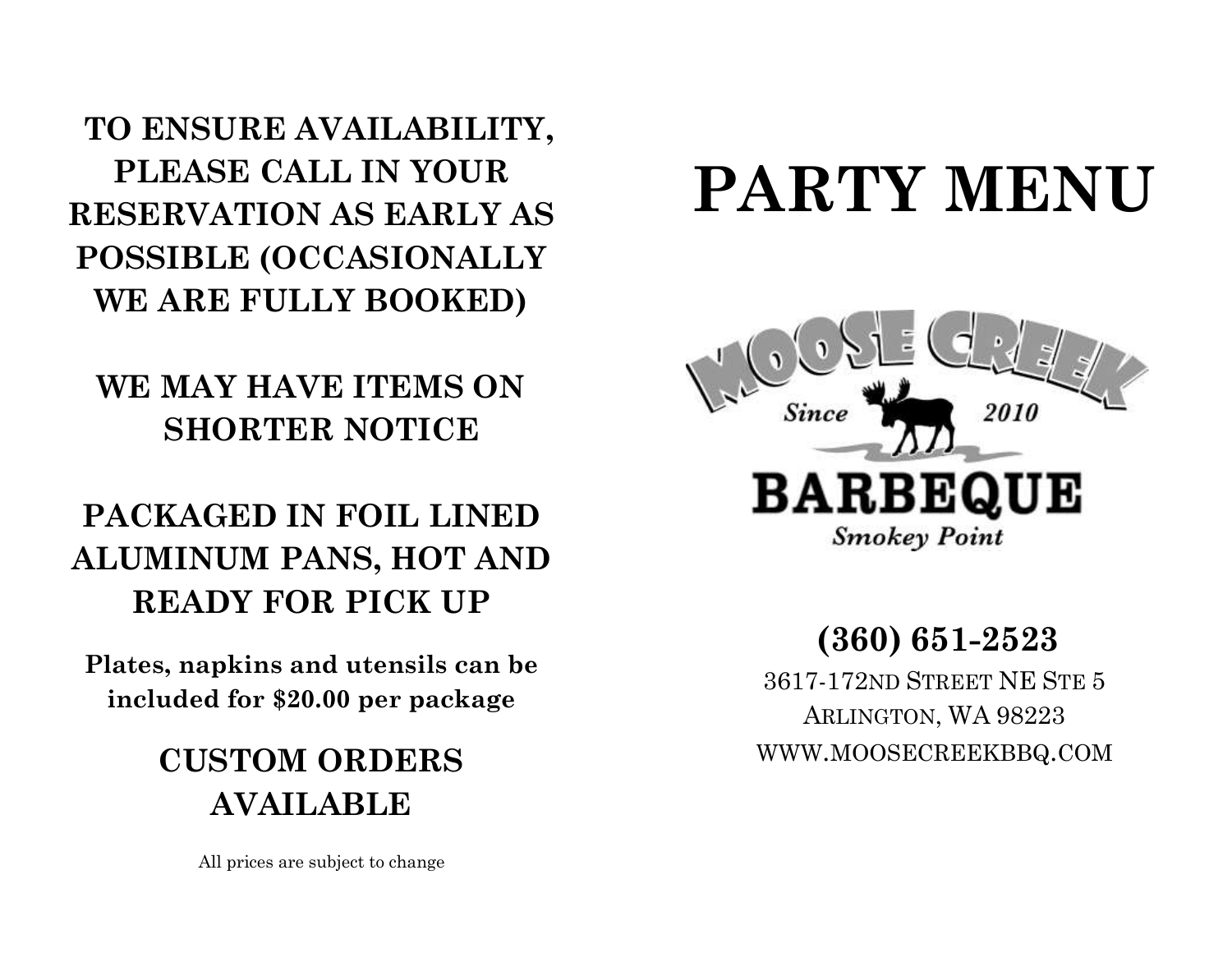**TO ENSURE AVAILABILITY, PLEASE CALL IN YOUR RESERVATION AS EARLY AS POSSIBLE (OCCASIONALLY WE ARE FULLY BOOKED)**

**WE MAY HAVE ITEMS ON SHORTER NOTICE**

**PACKAGED IN FOIL LINED ALUMINUM PANS, HOT AND READY FOR PICK UP**

**Plates, napkins and utensils can be included for $20.00 per package**

**CUSTOM ORDERS AVAILABLE**

All prices are subject to change

# PARTY MENU

MOOSE CREEK

*Since* 2010

**BARBEQUE**

*Smokey Point*

**(360) 651-2523**

3617-172ND STREET NE STE 5
ARLINGTON, WA 98223
WWW.MOOSECREEKBBQ.COM